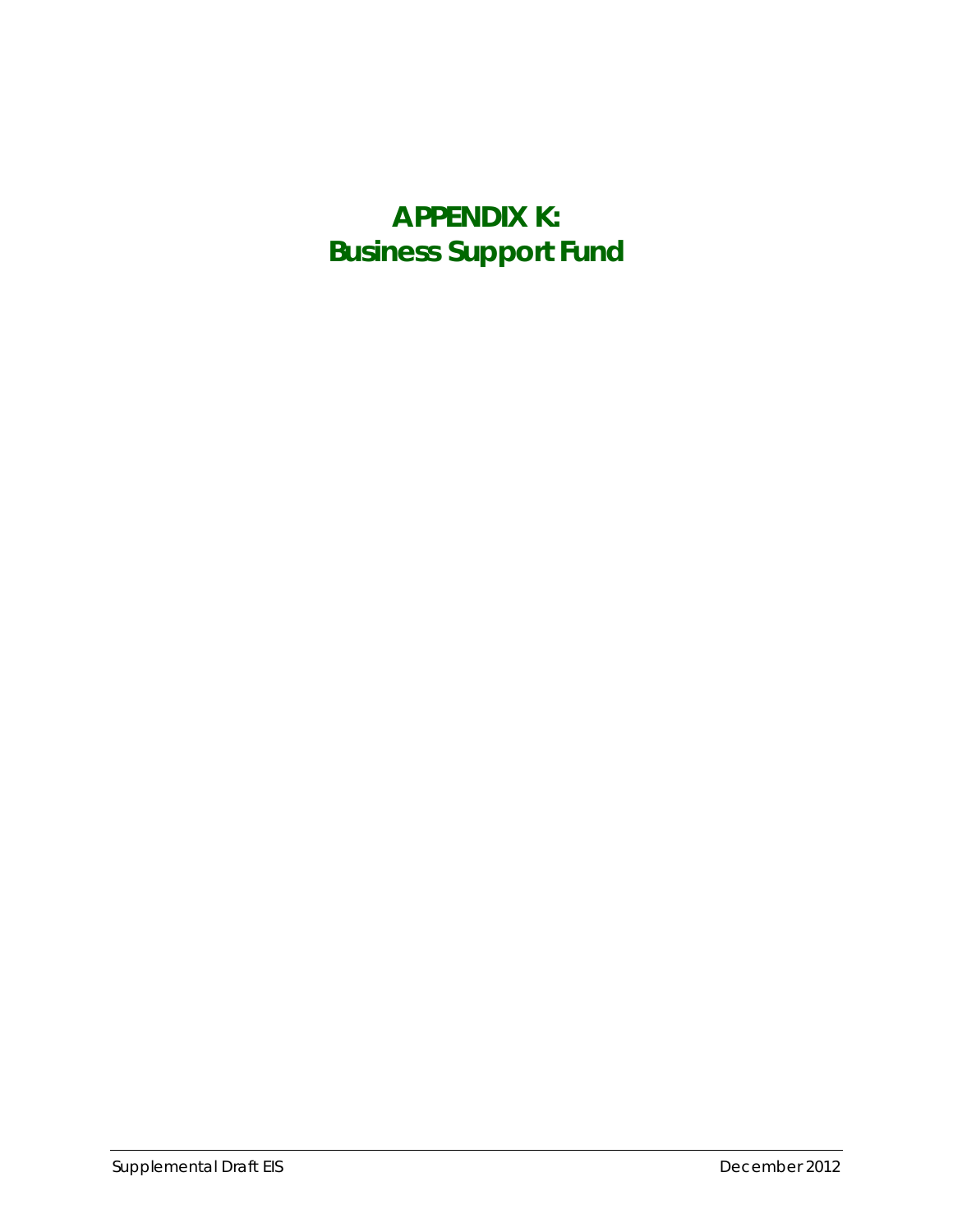# APPENDIX K:
# Business Support Fund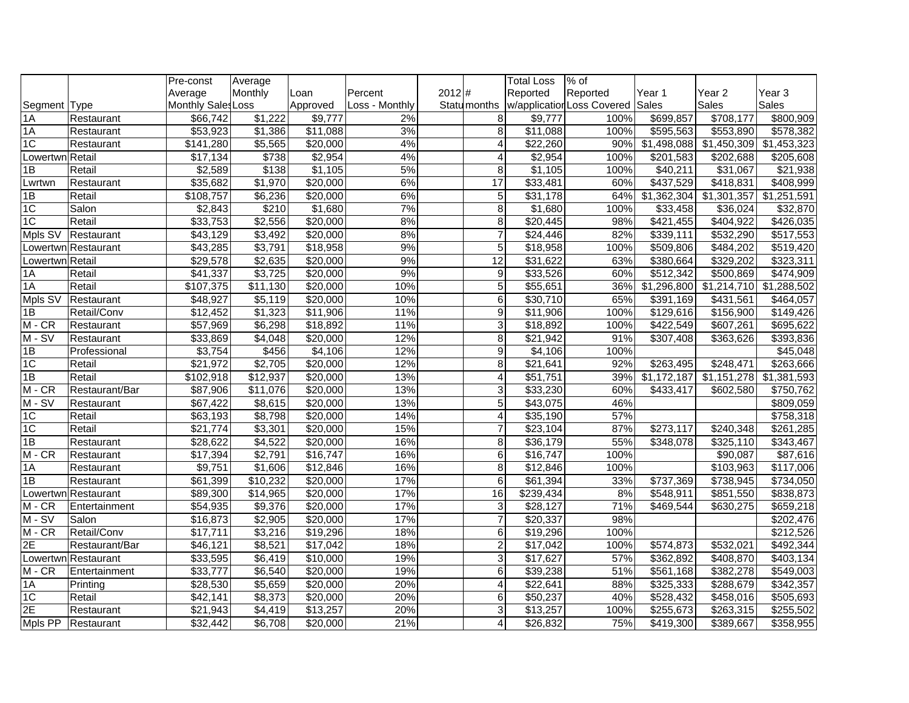| Segment | Type | Pre-const Average Monthly Sales | Average Monthly Loss | Loan Approved | Percent Loss - Monthly | 2012 Status | # months | Total Loss Reported w/application | % of Reported Loss Covered | Year 1 Sales | Year 2 Sales | Year 3 Sales |
|---|---|---|---|---|---|---|---|---|---|---|---|---|
| 1A | Restaurant | $66,742 | $1,222 | $9,777 | 2% | | 8 | $9,777 | 100% | $699,857 | $708,177 | $800,909 |
| 1A | Restaurant | $53,923 | $1,386 | $11,088 | 3% | | 8 | $11,088 | 100% | $595,563 | $553,890 | $578,382 |
| 1C | Restaurant | $141,280 | $5,565 | $20,000 | 4% | | 4 | $22,260 | 90% | $1,498,088 | $1,450,309 | $1,453,323 |
| Lowertwn | Retail | $17,134 | $738 | $2,954 | 4% | | 4 | $2,954 | 100% | $201,583 | $202,688 | $205,608 |
| 1B | Retail | $2,589 | $138 | $1,105 | 5% | | 8 | $1,105 | 100% | $40,211 | $31,067 | $21,938 |
| Lwrtwn | Restaurant | $35,682 | $1,970 | $20,000 | 6% | | 17 | $33,481 | 60% | $437,529 | $418,831 | $408,999 |
| 1B | Retail | $108,757 | $6,236 | $20,000 | 6% | | 5 | $31,178 | 64% | $1,362,304 | $1,301,357 | $1,251,591 |
| 1C | Salon | $2,843 | $210 | $1,680 | 7% | | 8 | $1,680 | 100% | $33,458 | $36,024 | $32,870 |
| 1C | Retail | $33,753 | $2,556 | $20,000 | 8% | | 8 | $20,445 | 98% | $421,455 | $404,922 | $426,035 |
| Mpls SV | Restaurant | $43,129 | $3,492 | $20,000 | 8% | | 7 | $24,446 | 82% | $339,111 | $532,290 | $517,553 |
| Lowertwn | Restaurant | $43,285 | $3,791 | $18,958 | 9% | | 5 | $18,958 | 100% | $509,806 | $484,202 | $519,420 |
| Lowertwn | Retail | $29,578 | $2,635 | $20,000 | 9% | | 12 | $31,622 | 63% | $380,664 | $329,202 | $323,311 |
| 1A | Retail | $41,337 | $3,725 | $20,000 | 9% | | 9 | $33,526 | 60% | $512,342 | $500,869 | $474,909 |
| 1A | Retail | $107,375 | $11,130 | $20,000 | 10% | | 5 | $55,651 | 36% | $1,296,800 | $1,214,710 | $1,288,502 |
| Mpls SV | Restaurant | $48,927 | $5,119 | $20,000 | 10% | | 6 | $30,710 | 65% | $391,169 | $431,561 | $464,057 |
| 1B | Retail/Conv | $12,452 | $1,323 | $11,906 | 11% | | 9 | $11,906 | 100% | $129,616 | $156,900 | $149,426 |
| M - CR | Restaurant | $57,969 | $6,298 | $18,892 | 11% | | 3 | $18,892 | 100% | $422,549 | $607,261 | $695,622 |
| M - SV | Restaurant | $33,869 | $4,048 | $20,000 | 12% | | 8 | $21,942 | 91% | $307,408 | $363,626 | $393,836 |
| 1B | Professional | $3,754 | $456 | $4,106 | 12% | | 9 | $4,106 | 100% | | | $45,048 |
| 1C | Retail | $21,972 | $2,705 | $20,000 | 12% | | 8 | $21,641 | 92% | $263,495 | $248,471 | $263,666 |
| 1B | Retail | $102,918 | $12,937 | $20,000 | 13% | | 4 | $51,751 | 39% | $1,172,187 | $1,151,278 | $1,381,593 |
| M - CR | Restaurant/Bar | $87,906 | $11,076 | $20,000 | 13% | | 3 | $33,230 | 60% | $433,417 | $602,580 | $750,762 |
| M - SV | Restaurant | $67,422 | $8,615 | $20,000 | 13% | | 5 | $43,075 | 46% | | | $809,059 |
| 1C | Retail | $63,193 | $8,798 | $20,000 | 14% | | 4 | $35,190 | 57% | | | $758,318 |
| 1C | Retail | $21,774 | $3,301 | $20,000 | 15% | | 7 | $23,104 | 87% | $273,117 | $240,348 | $261,285 |
| 1B | Restaurant | $28,622 | $4,522 | $20,000 | 16% | | 8 | $36,179 | 55% | $348,078 | $325,110 | $343,467 |
| M - CR | Restaurant | $17,394 | $2,791 | $16,747 | 16% | | 6 | $16,747 | 100% | | $90,087 | $87,616 |
| 1A | Restaurant | $9,751 | $1,606 | $12,846 | 16% | | 8 | $12,846 | 100% | | $103,963 | $117,006 |
| 1B | Restaurant | $61,399 | $10,232 | $20,000 | 17% | | 6 | $61,394 | 33% | $737,369 | $738,945 | $734,050 |
| Lowertwn | Restaurant | $89,300 | $14,965 | $20,000 | 17% | | 16 | $239,434 | 8% | $548,911 | $851,550 | $838,873 |
| M - CR | Entertainment | $54,935 | $9,376 | $20,000 | 17% | | 3 | $28,127 | 71% | $469,544 | $630,275 | $659,218 |
| M - SV | Salon | $16,873 | $2,905 | $20,000 | 17% | | 7 | $20,337 | 98% | | | $202,476 |
| M - CR | Retail/Conv | $17,711 | $3,216 | $19,296 | 18% | | 6 | $19,296 | 100% | | | $212,526 |
| 2E | Restaurant/Bar | $46,121 | $8,521 | $17,042 | 18% | | 2 | $17,042 | 100% | $574,873 | $532,021 | $492,344 |
| Lowertwn | Restaurant | $33,595 | $6,419 | $10,000 | 19% | | 3 | $17,627 | 57% | $362,892 | $408,870 | $403,134 |
| M - CR | Entertainment | $33,777 | $6,540 | $20,000 | 19% | | 6 | $39,238 | 51% | $561,168 | $382,278 | $549,003 |
| 1A | Printing | $28,530 | $5,659 | $20,000 | 20% | | 4 | $22,641 | 88% | $325,333 | $288,679 | $342,357 |
| 1C | Retail | $42,141 | $8,373 | $20,000 | 20% | | 6 | $50,237 | 40% | $528,432 | $458,016 | $505,693 |
| 2E | Restaurant | $21,943 | $4,419 | $13,257 | 20% | | 3 | $13,257 | 100% | $255,673 | $263,315 | $255,502 |
| Mpls PP | Restaurant | $32,442 | $6,708 | $20,000 | 21% | | 4 | $26,832 | 75% | $419,300 | $389,667 | $358,955 |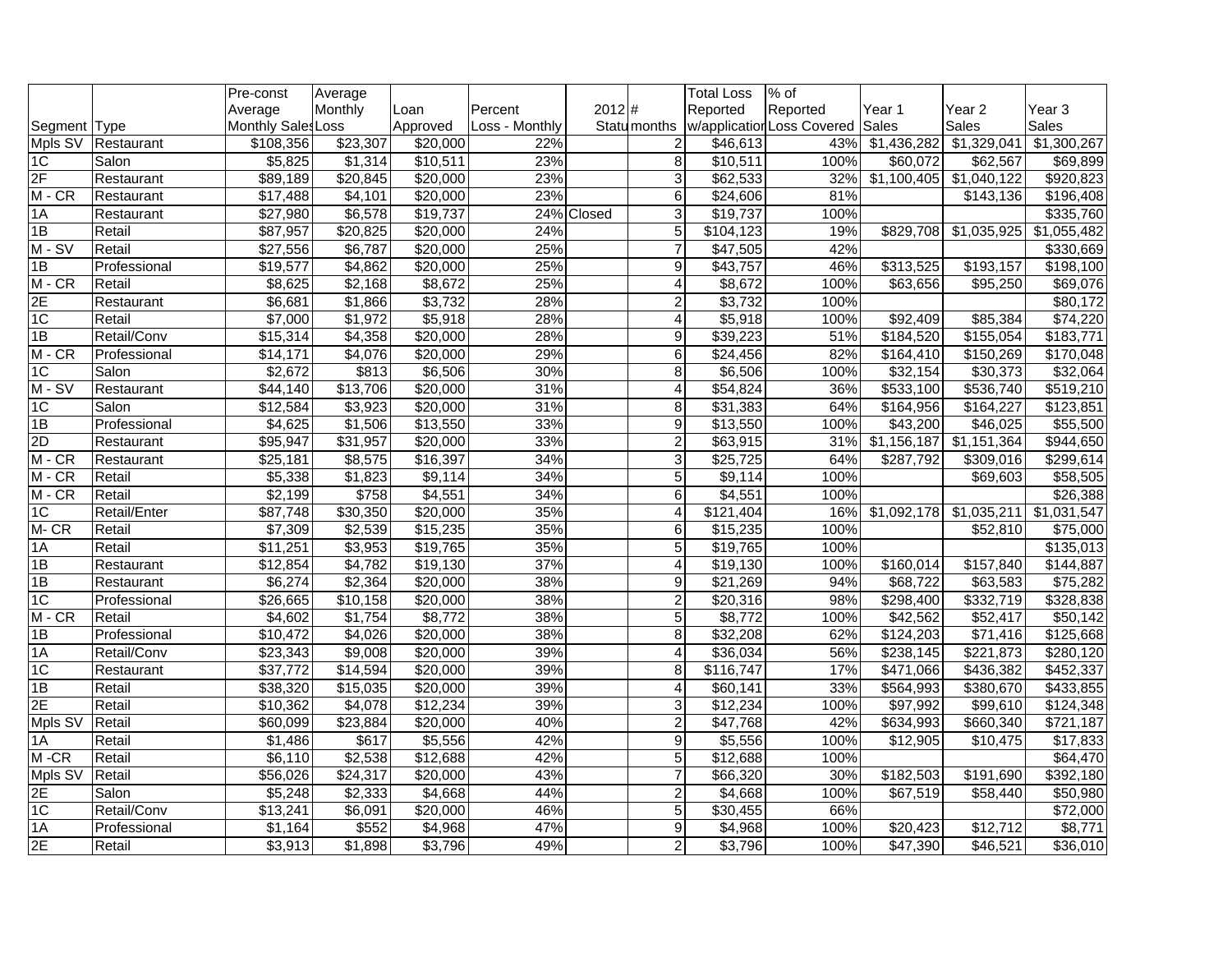| Segment | Type | Pre-const Average Monthly Sales | Average Monthly Loss | Loan Approved | Percent Loss - Monthly | 2012 Status | # months | Total Loss Reported w/application | % of Reported Loss Covered | Year 1 Sales | Year 2 Sales | Year 3 Sales |
|---|---|---|---|---|---|---|---|---|---|---|---|---|
| Mpls SV | Restaurant | $108,356 | $23,307 | $20,000 | 22% | | 2 | $46,613 | 43% | $1,436,282 | $1,329,041 | $1,300,267 |
| 1C | Salon | $5,825 | $1,314 | $10,511 | 23% | | 8 | $10,511 | 100% | $60,072 | $62,567 | $69,899 |
| 2F | Restaurant | $89,189 | $20,845 | $20,000 | 23% | | 3 | $62,533 | 32% | $1,100,405 | $1,040,122 | $920,823 |
| M - CR | Restaurant | $17,488 | $4,101 | $20,000 | 23% | | 6 | $24,606 | 81% | | $143,136 | $196,408 |
| 1A | Restaurant | $27,980 | $6,578 | $19,737 | 24% | Closed | 3 | $19,737 | 100% | | | $335,760 |
| 1B | Retail | $87,957 | $20,825 | $20,000 | 24% | | 5 | $104,123 | 19% | $829,708 | $1,035,925 | $1,055,482 |
| M - SV | Retail | $27,556 | $6,787 | $20,000 | 25% | | 7 | $47,505 | 42% | | | $330,669 |
| 1B | Professional | $19,577 | $4,862 | $20,000 | 25% | | 9 | $43,757 | 46% | $313,525 | $193,157 | $198,100 |
| M - CR | Retail | $8,625 | $2,168 | $8,672 | 25% | | 4 | $8,672 | 100% | $63,656 | $95,250 | $69,076 |
| 2E | Restaurant | $6,681 | $1,866 | $3,732 | 28% | | 2 | $3,732 | 100% | | | $80,172 |
| 1C | Retail | $7,000 | $1,972 | $5,918 | 28% | | 4 | $5,918 | 100% | $92,409 | $85,384 | $74,220 |
| 1B | Retail/Conv | $15,314 | $4,358 | $20,000 | 28% | | 9 | $39,223 | 51% | $184,520 | $155,054 | $183,771 |
| M - CR | Professional | $14,171 | $4,076 | $20,000 | 29% | | 6 | $24,456 | 82% | $164,410 | $150,269 | $170,048 |
| 1C | Salon | $2,672 | $813 | $6,506 | 30% | | 8 | $6,506 | 100% | $32,154 | $30,373 | $32,064 |
| M - SV | Restaurant | $44,140 | $13,706 | $20,000 | 31% | | 4 | $54,824 | 36% | $533,100 | $536,740 | $519,210 |
| 1C | Salon | $12,584 | $3,923 | $20,000 | 31% | | 8 | $31,383 | 64% | $164,956 | $164,227 | $123,851 |
| 1B | Professional | $4,625 | $1,506 | $13,550 | 33% | | 9 | $13,550 | 100% | $43,200 | $46,025 | $55,500 |
| 2D | Restaurant | $95,947 | $31,957 | $20,000 | 33% | | 2 | $63,915 | 31% | $1,156,187 | $1,151,364 | $944,650 |
| M - CR | Restaurant | $25,181 | $8,575 | $16,397 | 34% | | 3 | $25,725 | 64% | $287,792 | $309,016 | $299,614 |
| M - CR | Retail | $5,338 | $1,823 | $9,114 | 34% | | 5 | $9,114 | 100% | | $69,603 | $58,505 |
| M - CR | Retail | $2,199 | $758 | $4,551 | 34% | | 6 | $4,551 | 100% | | | $26,388 |
| 1C | Retail/Enter | $87,748 | $30,350 | $20,000 | 35% | | 4 | $121,404 | 16% | $1,092,178 | $1,035,211 | $1,031,547 |
| M- CR | Retail | $7,309 | $2,539 | $15,235 | 35% | | 6 | $15,235 | 100% | | $52,810 | $75,000 |
| 1A | Retail | $11,251 | $3,953 | $19,765 | 35% | | 5 | $19,765 | 100% | | | $135,013 |
| 1B | Restaurant | $12,854 | $4,782 | $19,130 | 37% | | 4 | $19,130 | 100% | $160,014 | $157,840 | $144,887 |
| 1B | Restaurant | $6,274 | $2,364 | $20,000 | 38% | | 9 | $21,269 | 94% | $68,722 | $63,583 | $75,282 |
| 1C | Professional | $26,665 | $10,158 | $20,000 | 38% | | 2 | $20,316 | 98% | $298,400 | $332,719 | $328,838 |
| M - CR | Retail | $4,602 | $1,754 | $8,772 | 38% | | 5 | $8,772 | 100% | $42,562 | $52,417 | $50,142 |
| 1B | Professional | $10,472 | $4,026 | $20,000 | 38% | | 8 | $32,208 | 62% | $124,203 | $71,416 | $125,668 |
| 1A | Retail/Conv | $23,343 | $9,008 | $20,000 | 39% | | 4 | $36,034 | 56% | $238,145 | $221,873 | $280,120 |
| 1C | Restaurant | $37,772 | $14,594 | $20,000 | 39% | | 8 | $116,747 | 17% | $471,066 | $436,382 | $452,337 |
| 1B | Retail | $38,320 | $15,035 | $20,000 | 39% | | 4 | $60,141 | 33% | $564,993 | $380,670 | $433,855 |
| 2E | Retail | $10,362 | $4,078 | $12,234 | 39% | | 3 | $12,234 | 100% | $97,992 | $99,610 | $124,348 |
| Mpls SV | Retail | $60,099 | $23,884 | $20,000 | 40% | | 2 | $47,768 | 42% | $634,993 | $660,340 | $721,187 |
| 1A | Retail | $1,486 | $617 | $5,556 | 42% | | 9 | $5,556 | 100% | $12,905 | $10,475 | $17,833 |
| M -CR | Retail | $6,110 | $2,538 | $12,688 | 42% | | 5 | $12,688 | 100% | | | $64,470 |
| Mpls SV | Retail | $56,026 | $24,317 | $20,000 | 43% | | 7 | $66,320 | 30% | $182,503 | $191,690 | $392,180 |
| 2E | Salon | $5,248 | $2,333 | $4,668 | 44% | | 2 | $4,668 | 100% | $67,519 | $58,440 | $50,980 |
| 1C | Retail/Conv | $13,241 | $6,091 | $20,000 | 46% | | 5 | $30,455 | 66% | | | $72,000 |
| 1A | Professional | $1,164 | $552 | $4,968 | 47% | | 9 | $4,968 | 100% | $20,423 | $12,712 | $8,771 |
| 2E | Retail | $3,913 | $1,898 | $3,796 | 49% | | 2 | $3,796 | 100% | $47,390 | $46,521 | $36,010 |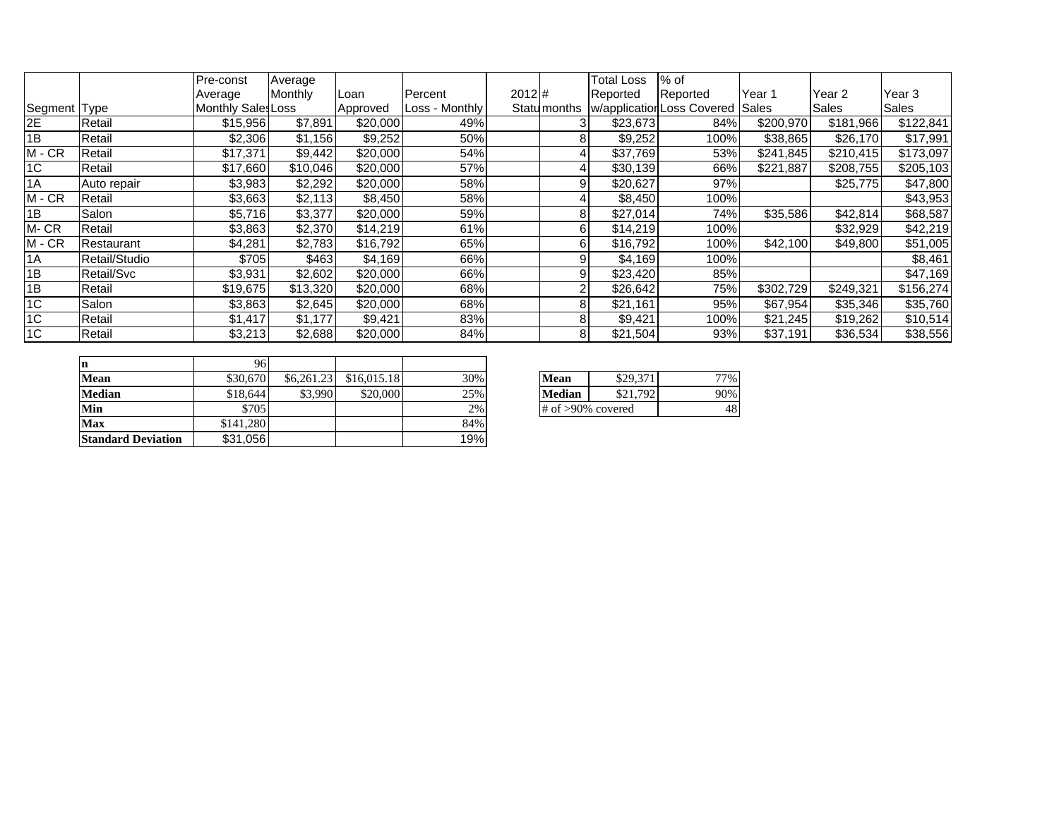| Segment | Type | Pre-const Average Monthly Sales | Average Monthly Loss | Loan Approved | Percent Loss - Monthly | 2012 Status | # months | Total Loss Reported w/application | % of Reported Loss Covered | Year 1 Sales | Year 2 Sales | Year 3 Sales |
|---|---|---|---|---|---|---|---|---|---|---|---|---|
| 2E | Retail | $15,956 | $7,891 | $20,000 | 49% | | 3 | $23,673 | 84% | $200,970 | $181,966 | $122,841 |
| 1B | Retail | $2,306 | $1,156 | $9,252 | 50% | | 8 | $9,252 | 100% | $38,865 | $26,170 | $17,991 |
| M - CR | Retail | $17,371 | $9,442 | $20,000 | 54% | | 4 | $37,769 | 53% | $241,845 | $210,415 | $173,097 |
| 1C | Retail | $17,660 | $10,046 | $20,000 | 57% | | 4 | $30,139 | 66% | $221,887 | $208,755 | $205,103 |
| 1A | Auto repair | $3,983 | $2,292 | $20,000 | 58% | | 9 | $20,627 | 97% | | $25,775 | $47,800 |
| M - CR | Retail | $3,663 | $2,113 | $8,450 | 58% | | 4 | $8,450 | 100% | | | $43,953 |
| 1B | Salon | $5,716 | $3,377 | $20,000 | 59% | | 8 | $27,014 | 74% | $35,586 | $42,814 | $68,587 |
| M- CR | Retail | $3,863 | $2,370 | $14,219 | 61% | | 6 | $14,219 | 100% | | $32,929 | $42,219 |
| M - CR | Restaurant | $4,281 | $2,783 | $16,792 | 65% | | 6 | $16,792 | 100% | $42,100 | $49,800 | $51,005 |
| 1A | Retail/Studio | $705 | $463 | $4,169 | 66% | | 9 | $4,169 | 100% | | | $8,461 |
| 1B | Retail/Svc | $3,931 | $2,602 | $20,000 | 66% | | 9 | $23,420 | 85% | | | $47,169 |
| 1B | Retail | $19,675 | $13,320 | $20,000 | 68% | | 2 | $26,642 | 75% | $302,729 | $249,321 | $156,274 |
| 1C | Salon | $3,863 | $2,645 | $20,000 | 68% | | 8 | $21,161 | 95% | $67,954 | $35,346 | $35,760 |
| 1C | Retail | $1,417 | $1,177 | $9,421 | 83% | | 8 | $9,421 | 100% | $21,245 | $19,262 | $10,514 |
| 1C | Retail | $3,213 | $2,688 | $20,000 | 84% | | 8 | $21,504 | 93% | $37,191 | $36,534 | $38,556 |

| | | | | |
|---|---|---|---|---|
| **n** | 96 | | | |
| **Mean** | $30,670 | $6,261.23 | $16,015.18 | 30% |
| **Median** | $18,644 | $3,990 | $20,000 | 25% |
| **Min** | $705 | | | 2% |
| **Max** | $141,280 | | | 84% |
| **Standard Deviation** | $31,056 | | | 19% |

| | | |
|---|---|---|
| **Mean** | $29,371 | 77% |
| **Median** | $21,792 | 90% |
| # of >90% covered | | 48 |